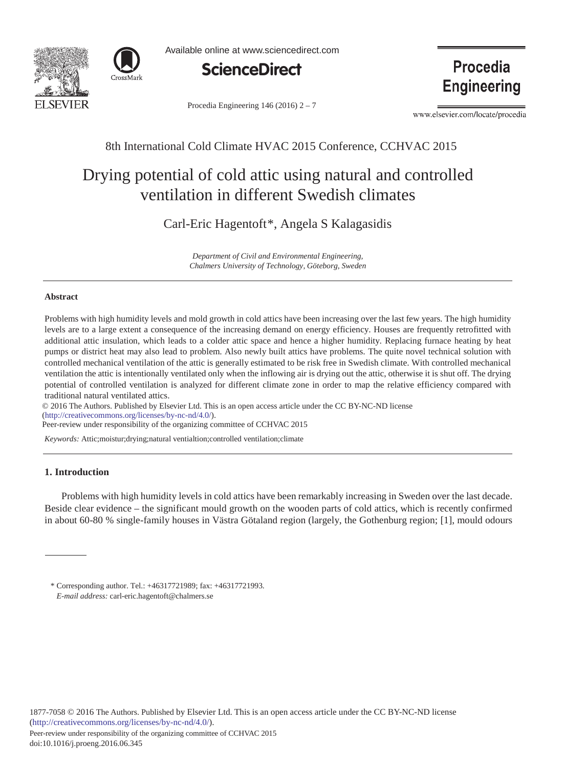8th International Cold Climate HVAC 2015 Conference, CCHVAC 2015

# Drying potential of cold attic using natural and controlled ventilation in different Swedish climates

Carl-Eric Hagentoft*, Angela S Kalagasidis

*Department of Civil and Environmental Engineering, Chalmers University of Technology, Göteborg, Sweden*

---

### Abstract

Problems with high humidity levels and mold growth in cold attics have been increasing over the last few years. The high humidity levels are to a large extent a consequence of the increasing demand on energy efficiency. Houses are frequently retrofitted with additional attic insulation, which leads to a colder attic space and hence a higher humidity. Replacing furnace heating by heat pumps or district heat may also lead to problem. Also newly built attics have problems. The quite novel technical solution with controlled mechanical ventilation of the attic is generally estimated to be risk free in Swedish climate. With controlled mechanical ventilation the attic is intentionally ventilated only when the inflowing air is drying out the attic, otherwise it is shut off. The drying potential of controlled ventilation is analyzed for different climate zone in order to map the relative efficiency compared with traditional natural ventilated attics.

© 2016 The Authors. Published by Elsevier Ltd. This is an open access article under the CC BY-NC-ND license (http://creativecommons.org/licenses/by-nc-nd/4.0/).
Peer-review under responsibility of the organizing committee of CCHVAC 2015

*Keywords:* Attic;moistur;drying;natural ventialtion;controlled ventilation;climate

---

## 1. Introduction

Problems with high humidity levels in cold attics have been remarkably increasing in Sweden over the last decade. Beside clear evidence – the significant mould growth on the wooden parts of cold attics, which is recently confirmed in about 60-80 % single-family houses in Västra Götaland region (largely, the Gothenburg region; [1], mould odours

---

\* Corresponding author. Tel.: +46317721989; fax: +46317721993.
*E-mail address:* carl-eric.hagentoft@chalmers.se

1877-7058 © 2016 The Authors. Published by Elsevier Ltd. This is an open access article under the CC BY-NC-ND license (http://creativecommons.org/licenses/by-nc-nd/4.0/).
Peer-review under responsibility of the organizing committee of CCHVAC 2015
doi:10.1016/j.proeng.2016.06.345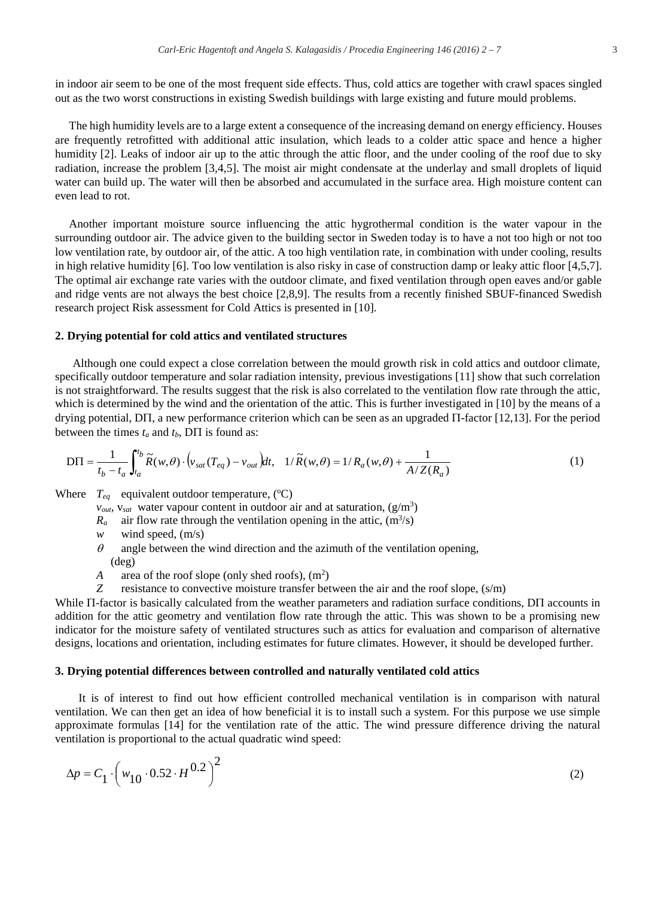in indoor air seem to be one of the most frequent side effects. Thus, cold attics are together with crawl spaces singled out as the two worst constructions in existing Swedish buildings with large existing and future mould problems.

The high humidity levels are to a large extent a consequence of the increasing demand on energy efficiency. Houses are frequently retrofitted with additional attic insulation, which leads to a colder attic space and hence a higher humidity [2]. Leaks of indoor air up to the attic through the attic floor, and the under cooling of the roof due to sky radiation, increase the problem [3,4,5]. The moist air might condensate at the underlay and small droplets of liquid water can build up. The water will then be absorbed and accumulated in the surface area. High moisture content can even lead to rot.

Another important moisture source influencing the attic hygrothermal condition is the water vapour in the surrounding outdoor air. The advice given to the building sector in Sweden today is to have a not too high or not too low ventilation rate, by outdoor air, of the attic. A too high ventilation rate, in combination with under cooling, results in high relative humidity [6]. Too low ventilation is also risky in case of construction damp or leaky attic floor [4,5,7]. The optimal air exchange rate varies with the outdoor climate, and fixed ventilation through open eaves and/or gable and ridge vents are not always the best choice [2,8,9]. The results from a recently finished SBUF-financed Swedish research project Risk assessment for Cold Attics is presented in [10].

## 2. Drying potential for cold attics and ventilated structures

Although one could expect a close correlation between the mould growth risk in cold attics and outdoor climate, specifically outdoor temperature and solar radiation intensity, previous investigations [11] show that such correlation is not straightforward. The results suggest that the risk is also correlated to the ventilation flow rate through the attic, which is determined by the wind and the orientation of the attic. This is further investigated in [10] by the means of a drying potential, DΠ, a new performance criterion which can be seen as an upgraded Π-factor [12,13]. For the period between the times $t_a$ and $t_b$, DΠ is found as:

$$\mathrm{D}\Pi = \frac{1}{t_b - t_a}\int_{t_a}^{t_b} \tilde{R}(w,\theta)\cdot\left(v_{sat}(T_{eq}) - v_{out}\right)dt, \quad 1/\tilde{R}(w,\theta) = 1/R_a(w,\theta) + \frac{1}{A/Z(R_a)} \tag{1}$$

Where
- $T_{eq}$ equivalent outdoor temperature, (ºC)
- $v_{out}$, $v_{sat}$ water vapour content in outdoor air and at saturation, (g/m³)
- $R_a$ air flow rate through the ventilation opening in the attic, (m³/s)
- $w$ wind speed, (m/s)
- $\theta$ angle between the wind direction and the azimuth of the ventilation opening, (deg)
- $A$ area of the roof slope (only shed roofs), (m²)
- $Z$ resistance to convective moisture transfer between the air and the roof slope, (s/m)

While Π-factor is basically calculated from the weather parameters and radiation surface conditions, DΠ accounts in addition for the attic geometry and ventilation flow rate through the attic. This was shown to be a promising new indicator for the moisture safety of ventilated structures such as attics for evaluation and comparison of alternative designs, locations and orientation, including estimates for future climates. However, it should be developed further.

## 3. Drying potential differences between controlled and naturally ventilated cold attics

It is of interest to find out how efficient controlled mechanical ventilation is in comparison with natural ventilation. We can then get an idea of how beneficial it is to install such a system. For this purpose we use simple approximate formulas [14] for the ventilation rate of the attic. The wind pressure difference driving the natural ventilation is proportional to the actual quadratic wind speed:

$$\Delta p = C_1 \cdot \left(w_{10} \cdot 0.52 \cdot H^{0.2}\right)^2 \tag{2}$$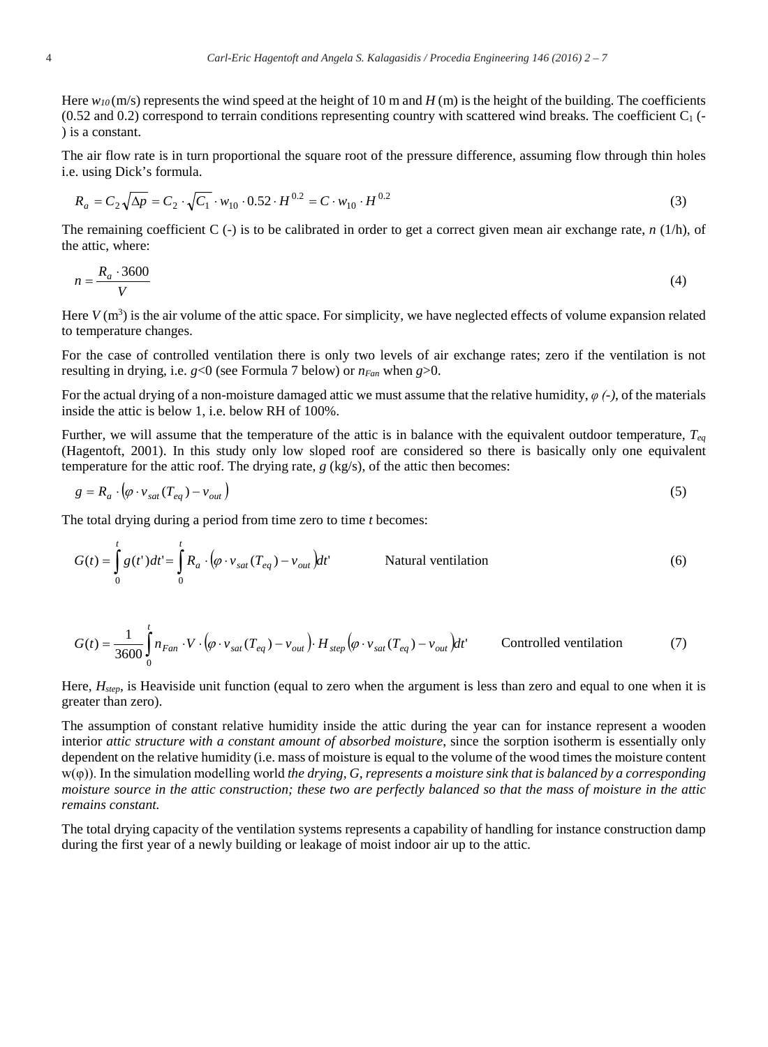Here $w_{10}$ (m/s) represents the wind speed at the height of 10 m and $H$ (m) is the height of the building. The coefficients (0.52 and 0.2) correspond to terrain conditions representing country with scattered wind breaks. The coefficient $C_1$ (-) is a constant.

The air flow rate is in turn proportional the square root of the pressure difference, assuming flow through thin holes i.e. using Dick's formula.

$$R_a = C_2 \sqrt{\Delta p} = C_2 \cdot \sqrt{C_1} \cdot w_{10} \cdot 0.52 \cdot H^{0.2} = C \cdot w_{10} \cdot H^{0.2} \tag{3}$$

The remaining coefficient C (-) is to be calibrated in order to get a correct given mean air exchange rate, $n$ (1/h), of the attic, where:

$$n = \frac{R_a \cdot 3600}{V} \tag{4}$$

Here $V$ ($m^3$) is the air volume of the attic space. For simplicity, we have neglected effects of volume expansion related to temperature changes.

For the case of controlled ventilation there is only two levels of air exchange rates; zero if the ventilation is not resulting in drying, i.e. $g$<0 (see Formula 7 below) or $n_{Fan}$ when $g$>0.

For the actual drying of a non-moisture damaged attic we must assume that the relative humidity, $\varphi$ (-), of the materials inside the attic is below 1, i.e. below RH of 100%.

Further, we will assume that the temperature of the attic is in balance with the equivalent outdoor temperature, $T_{eq}$ (Hagentoft, 2001). In this study only low sloped roof are considered so there is basically only one equivalent temperature for the attic roof. The drying rate, $g$ (kg/s), of the attic then becomes:

$$g = R_a \cdot \left(\varphi \cdot v_{sat}(T_{eq}) - v_{out}\right) \tag{5}$$

The total drying during a period from time zero to time $t$ becomes:

$$G(t) = \int_0^t g(t')dt' = \int_0^t R_a \cdot \left(\varphi \cdot v_{sat}(T_{eq}) - v_{out}\right)dt' \qquad \text{Natural ventilation} \tag{6}$$

$$G(t) = \frac{1}{3600}\int_0^t n_{Fan} \cdot V \cdot \left(\varphi \cdot v_{sat}(T_{eq}) - v_{out}\right) \cdot H_{step}\left(\varphi \cdot v_{sat}(T_{eq}) - v_{out}\right)dt' \qquad \text{Controlled ventilation} \tag{7}$$

Here, $H_{step}$, is Heaviside unit function (equal to zero when the argument is less than zero and equal to one when it is greater than zero).

The assumption of constant relative humidity inside the attic during the year can for instance represent a wooden interior *attic structure with a constant amount of absorbed moisture*, since the sorption isotherm is essentially only dependent on the relative humidity (i.e. mass of moisture is equal to the volume of the wood times the moisture content $w(\varphi)$). In the simulation modelling world *the drying, G, represents a moisture sink that is balanced by a corresponding moisture source in the attic construction; these two are perfectly balanced so that the mass of moisture in the attic remains constant.*

The total drying capacity of the ventilation systems represents a capability of handling for instance construction damp during the first year of a newly building or leakage of moist indoor air up to the attic.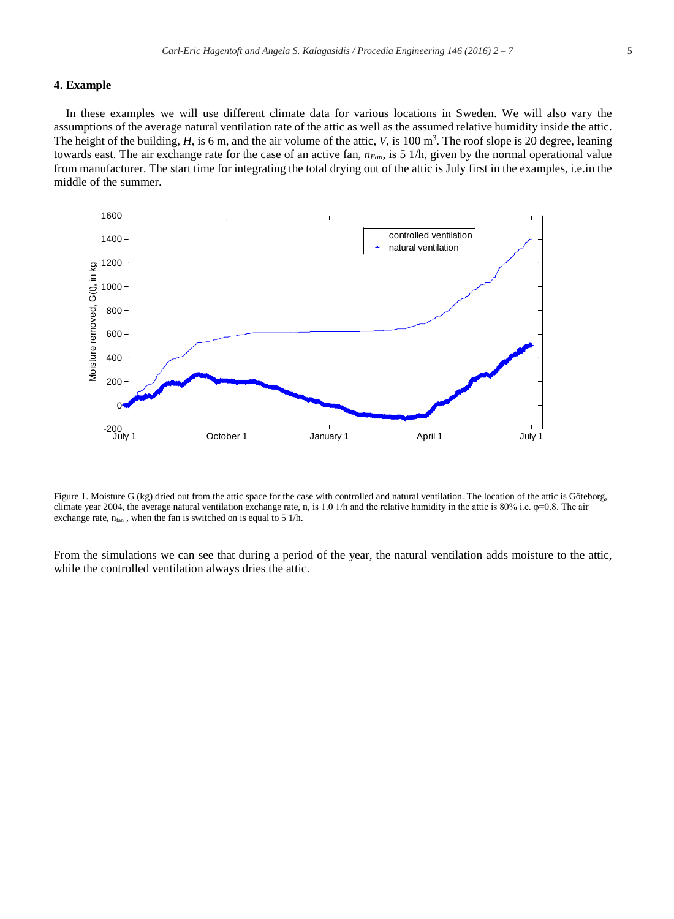### 4. Example

In these examples we will use different climate data for various locations in Sweden. We will also vary the assumptions of the average natural ventilation rate of the attic as well as the assumed relative humidity inside the attic. The height of the building, $H$, is 6 m, and the air volume of the attic, $V$, is 100 m$^3$. The roof slope is 20 degree, leaning towards east. The air exchange rate for the case of an active fan, $n_{Fan}$, is 5 1/h, given by the normal operational value from manufacturer. The start time for integrating the total drying out of the attic is July first in the examples, i.e.in the middle of the summer.

Figure 1. Moisture G (kg) dried out from the attic space for the case with controlled and natural ventilation. The location of the attic is Göteborg, climate year 2004, the average natural ventilation exchange rate, n, is 1.0 1/h and the relative humidity in the attic is 80% i.e. $\varphi$=0.8. The air exchange rate, $n_{fan}$, when the fan is switched on is equal to 5 1/h.

From the simulations we can see that during a period of the year, the natural ventilation adds moisture to the attic, while the controlled ventilation always dries the attic.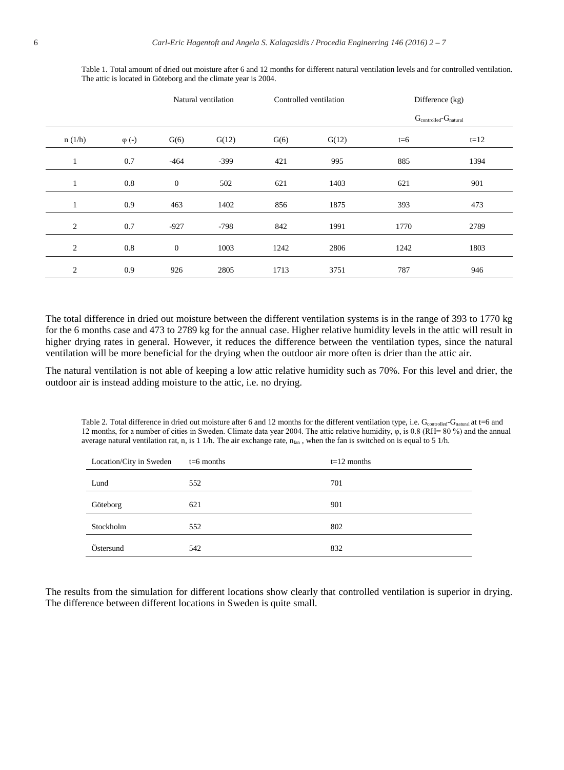Table 1. Total amount of dried out moisture after 6 and 12 months for different natural ventilation levels and for controlled ventilation. The attic is located in Göteborg and the climate year is 2004.

| | | Natural ventilation | | Controlled ventilation | | Difference (kg) $G_{controlled}$-$G_{natural}$ | |
|---|---|---|---|---|---|---|---|
| n (1/h) | φ (-) | G(6) | G(12) | G(6) | G(12) | t=6 | t=12 |
| 1 | 0.7 | -464 | -399 | 421 | 995 | 885 | 1394 |
| 1 | 0.8 | 0 | 502 | 621 | 1403 | 621 | 901 |
| 1 | 0.9 | 463 | 1402 | 856 | 1875 | 393 | 473 |
| 2 | 0.7 | -927 | -798 | 842 | 1991 | 1770 | 2789 |
| 2 | 0.8 | 0 | 1003 | 1242 | 2806 | 1242 | 1803 |
| 2 | 0.9 | 926 | 2805 | 1713 | 3751 | 787 | 946 |

The total difference in dried out moisture between the different ventilation systems is in the range of 393 to 1770 kg for the 6 months case and 473 to 2789 kg for the annual case. Higher relative humidity levels in the attic will result in higher drying rates in general. However, it reduces the difference between the ventilation types, since the natural ventilation will be more beneficial for the drying when the outdoor air more often is drier than the attic air.

The natural ventilation is not able of keeping a low attic relative humidity such as 70%. For this level and drier, the outdoor air is instead adding moisture to the attic, i.e. no drying.

Table 2. Total difference in dried out moisture after 6 and 12 months for the different ventilation type, i.e. $G_{controlled}$-$G_{natural}$ at t=6 and 12 months, for a number of cities in Sweden. Climate data year 2004. The attic relative humidity, φ, is 0.8 (RH= 80 %) and the annual average natural ventilation rat, n, is 1 1/h. The air exchange rate, $n_{fan}$ , when the fan is switched on is equal to 5 1/h.

| Location/City in Sweden | t=6 months | t=12 months |
|---|---|---|
| Lund | 552 | 701 |
| Göteborg | 621 | 901 |
| Stockholm | 552 | 802 |
| Östersund | 542 | 832 |

The results from the simulation for different locations show clearly that controlled ventilation is superior in drying. The difference between different locations in Sweden is quite small.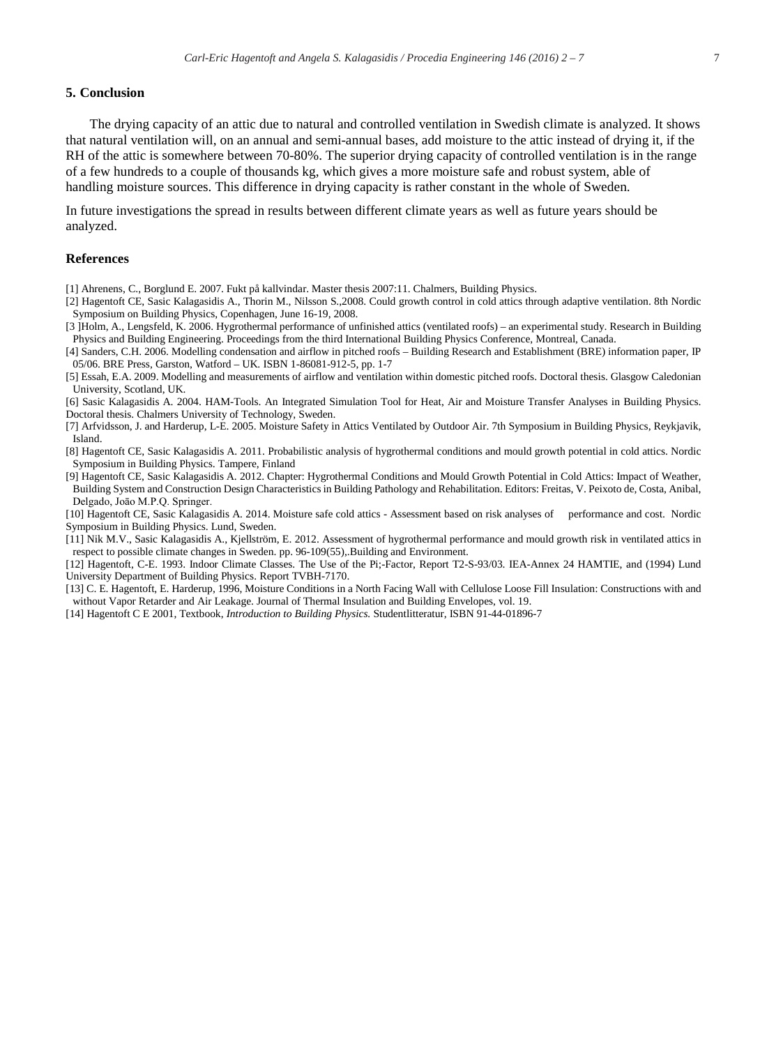## 5. Conclusion

The drying capacity of an attic due to natural and controlled ventilation in Swedish climate is analyzed. It shows that natural ventilation will, on an annual and semi-annual bases, add moisture to the attic instead of drying it, if the RH of the attic is somewhere between 70-80%. The superior drying capacity of controlled ventilation is in the range of a few hundreds to a couple of thousands kg, which gives a more moisture safe and robust system, able of handling moisture sources. This difference in drying capacity is rather constant in the whole of Sweden.

In future investigations the spread in results between different climate years as well as future years should be analyzed.

## References

[1] Ahrenens, C., Borglund E. 2007. Fukt på kallvindar. Master thesis 2007:11. Chalmers, Building Physics.

[2] Hagentoft CE, Sasic Kalagasidis A., Thorin M., Nilsson S.,2008. Could growth control in cold attics through adaptive ventilation. 8th Nordic Symposium on Building Physics, Copenhagen, June 16-19, 2008.

[3 ]Holm, A., Lengsfeld, K. 2006. Hygrothermal performance of unfinished attics (ventilated roofs) – an experimental study. Research in Building Physics and Building Engineering. Proceedings from the third International Building Physics Conference, Montreal, Canada.

[4] Sanders, C.H. 2006. Modelling condensation and airflow in pitched roofs – Building Research and Establishment (BRE) information paper, IP 05/06. BRE Press, Garston, Watford – UK. ISBN 1-86081-912-5, pp. 1-7

[5] Essah, E.A. 2009. Modelling and measurements of airflow and ventilation within domestic pitched roofs. Doctoral thesis. Glasgow Caledonian University, Scotland, UK.

[6] Sasic Kalagasidis A. 2004. HAM-Tools. An Integrated Simulation Tool for Heat, Air and Moisture Transfer Analyses in Building Physics. Doctoral thesis. Chalmers University of Technology, Sweden.

[7] Arfvidsson, J. and Harderup, L-E. 2005. Moisture Safety in Attics Ventilated by Outdoor Air. 7th Symposium in Building Physics, Reykjavik, Island.

[8] Hagentoft CE, Sasic Kalagasidis A. 2011. Probabilistic analysis of hygrothermal conditions and mould growth potential in cold attics. Nordic Symposium in Building Physics. Tampere, Finland

[9] Hagentoft CE, Sasic Kalagasidis A. 2012. Chapter: Hygrothermal Conditions and Mould Growth Potential in Cold Attics: Impact of Weather, Building System and Construction Design Characteristics in Building Pathology and Rehabilitation. Editors: Freitas, V. Peixoto de, Costa, Anibal, Delgado, João M.P.Q. Springer.

[10] Hagentoft CE, Sasic Kalagasidis A. 2014. Moisture safe cold attics - Assessment based on risk analyses of performance and cost. Nordic Symposium in Building Physics. Lund, Sweden.

[11] Nik M.V., Sasic Kalagasidis A., Kjellström, E. 2012. Assessment of hygrothermal performance and mould growth risk in ventilated attics in respect to possible climate changes in Sweden. pp. 96-109(55),.Building and Environment.

[12] Hagentoft, C-E. 1993. Indoor Climate Classes. The Use of the Pi;-Factor, Report T2-S-93/03. IEA-Annex 24 HAMTIE, and (1994) Lund University Department of Building Physics. Report TVBH-7170.

[13] C. E. Hagentoft, E. Harderup, 1996, Moisture Conditions in a North Facing Wall with Cellulose Loose Fill Insulation: Constructions with and without Vapor Retarder and Air Leakage. Journal of Thermal Insulation and Building Envelopes, vol. 19.

[14] Hagentoft C E 2001, Textbook, *Introduction to Building Physics.* Studentlitteratur, ISBN 91-44-01896-7